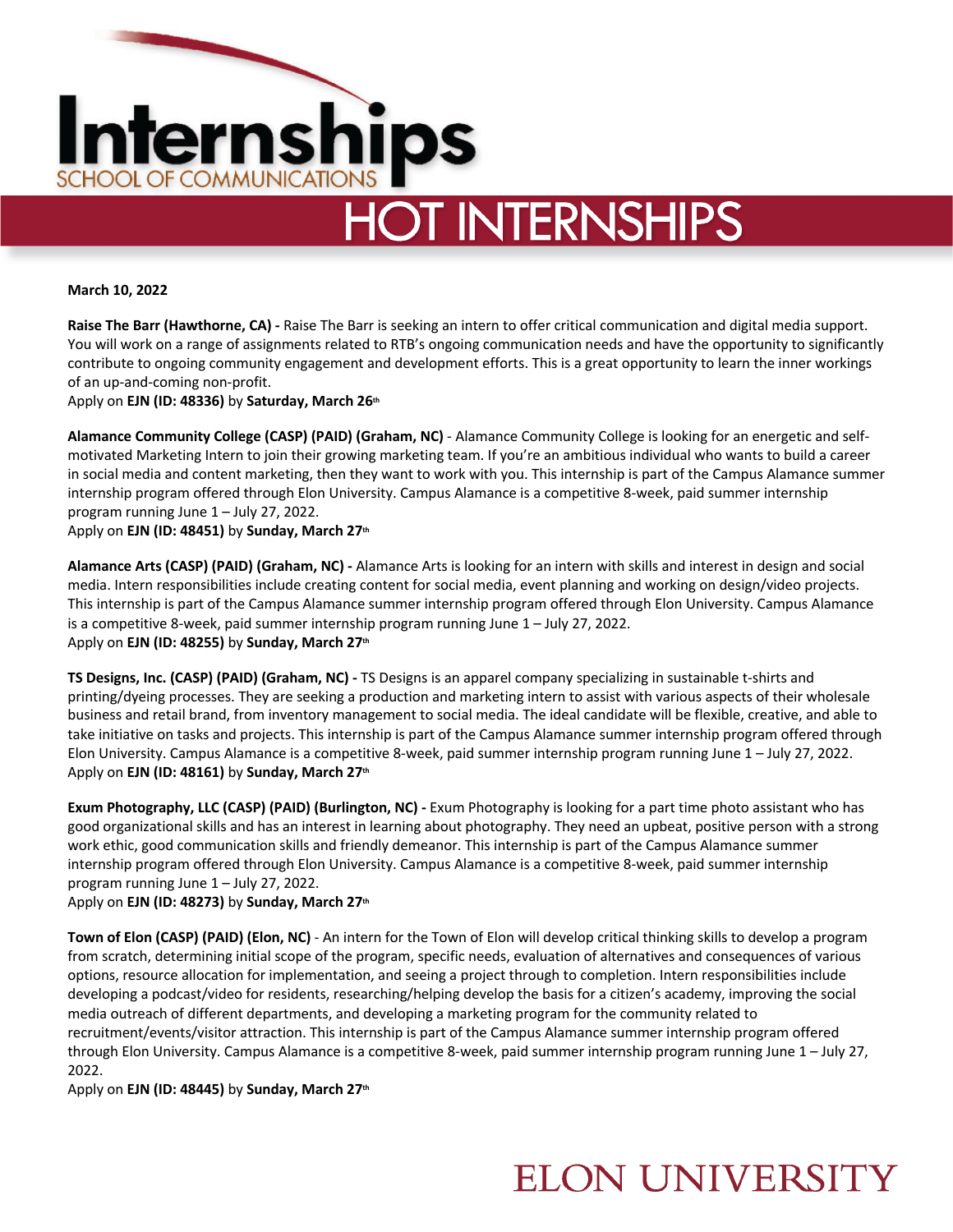# Internships

SCHOOL OF COMMUNICATIONS

## HOT INTERNSHIPS

**March 10, 2022**

**Raise The Barr (Hawthorne, CA) -** Raise The Barr is seeking an intern to offer critical communication and digital media support. You will work on a range of assignments related to RTB's ongoing communication needs and have the opportunity to significantly contribute to ongoing community engagement and development efforts. This is a great opportunity to learn the inner workings of an up-and-coming non-profit.
Apply on **EJN (ID: 48336)** by **Saturday, March 26th**

**Alamance Community College (CASP) (PAID) (Graham, NC)** - Alamance Community College is looking for an energetic and self-motivated Marketing Intern to join their growing marketing team. If you're an ambitious individual who wants to build a career in social media and content marketing, then they want to work with you. This internship is part of the Campus Alamance summer internship program offered through Elon University. Campus Alamance is a competitive 8-week, paid summer internship program running June 1 – July 27, 2022.
Apply on **EJN (ID: 48451)** by **Sunday, March 27th**

**Alamance Arts (CASP) (PAID) (Graham, NC) -** Alamance Arts is looking for an intern with skills and interest in design and social media. Intern responsibilities include creating content for social media, event planning and working on design/video projects. This internship is part of the Campus Alamance summer internship program offered through Elon University. Campus Alamance is a competitive 8-week, paid summer internship program running June 1 – July 27, 2022.
Apply on **EJN (ID: 48255)** by **Sunday, March 27th**

**TS Designs, Inc. (CASP) (PAID) (Graham, NC) -** TS Designs is an apparel company specializing in sustainable t-shirts and printing/dyeing processes. They are seeking a production and marketing intern to assist with various aspects of their wholesale business and retail brand, from inventory management to social media. The ideal candidate will be flexible, creative, and able to take initiative on tasks and projects. This internship is part of the Campus Alamance summer internship program offered through Elon University. Campus Alamance is a competitive 8-week, paid summer internship program running June 1 – July 27, 2022.
Apply on **EJN (ID: 48161)** by **Sunday, March 27th**

**Exum Photography, LLC (CASP) (PAID) (Burlington, NC) -** Exum Photography is looking for a part time photo assistant who has good organizational skills and has an interest in learning about photography. They need an upbeat, positive person with a strong work ethic, good communication skills and friendly demeanor. This internship is part of the Campus Alamance summer internship program offered through Elon University. Campus Alamance is a competitive 8-week, paid summer internship program running June 1 – July 27, 2022.
Apply on **EJN (ID: 48273)** by **Sunday, March 27th**

**Town of Elon (CASP) (PAID) (Elon, NC)** - An intern for the Town of Elon will develop critical thinking skills to develop a program from scratch, determining initial scope of the program, specific needs, evaluation of alternatives and consequences of various options, resource allocation for implementation, and seeing a project through to completion. Intern responsibilities include developing a podcast/video for residents, researching/helping develop the basis for a citizen's academy, improving the social media outreach of different departments, and developing a marketing program for the community related to recruitment/events/visitor attraction. This internship is part of the Campus Alamance summer internship program offered through Elon University. Campus Alamance is a competitive 8-week, paid summer internship program running June 1 – July 27, 2022.
Apply on **EJN (ID: 48445)** by **Sunday, March 27th**

ELON UNIVERSITY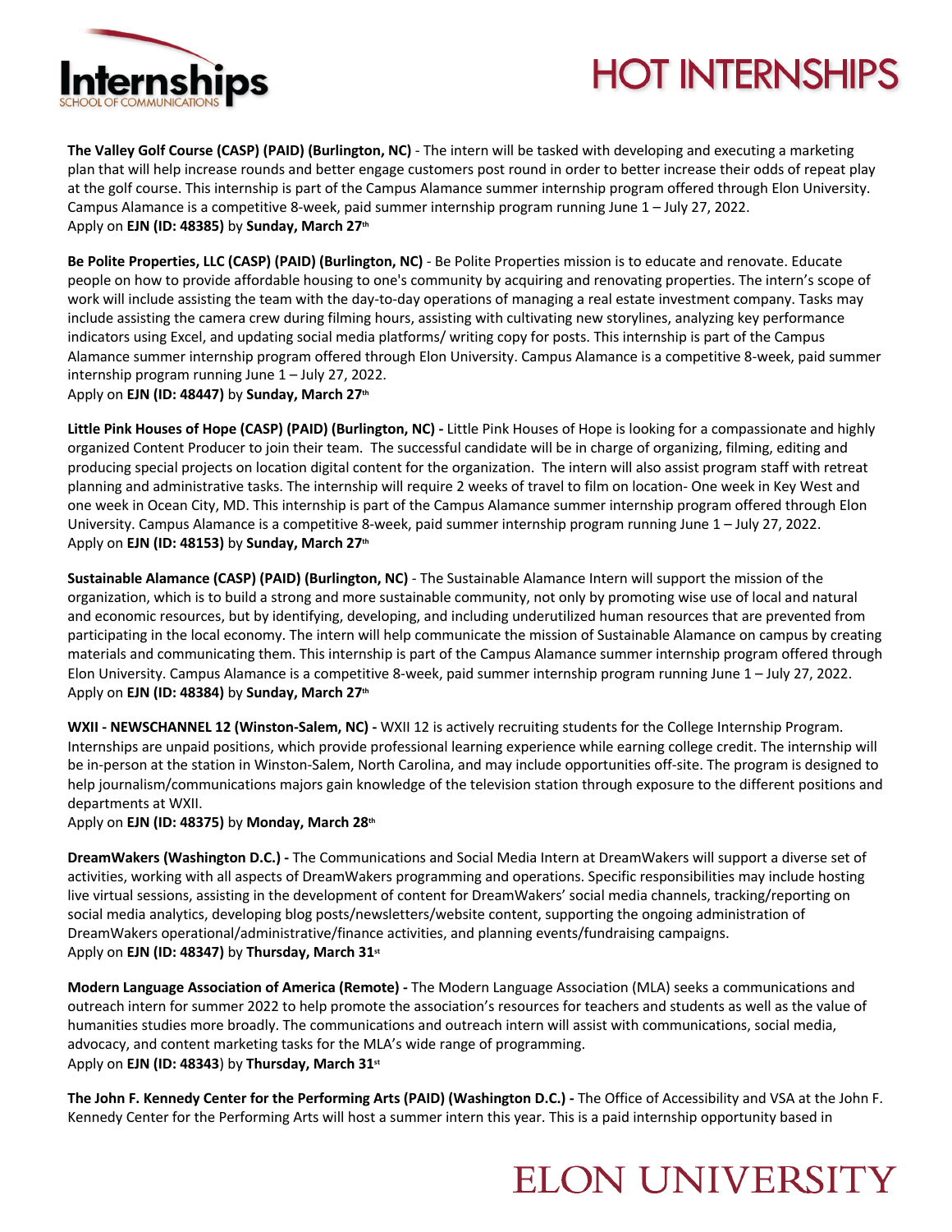**The Valley Golf Course (CASP) (PAID) (Burlington, NC)** - The intern will be tasked with developing and executing a marketing plan that will help increase rounds and better engage customers post round in order to better increase their odds of repeat play at the golf course. This internship is part of the Campus Alamance summer internship program offered through Elon University. Campus Alamance is a competitive 8-week, paid summer internship program running June 1 – July 27, 2022.
Apply on **EJN (ID: 48385)** by **Sunday, March 27th**

**Be Polite Properties, LLC (CASP) (PAID) (Burlington, NC)** - Be Polite Properties mission is to educate and renovate. Educate people on how to provide affordable housing to one's community by acquiring and renovating properties. The intern's scope of work will include assisting the team with the day-to-day operations of managing a real estate investment company. Tasks may include assisting the camera crew during filming hours, assisting with cultivating new storylines, analyzing key performance indicators using Excel, and updating social media platforms/ writing copy for posts. This internship is part of the Campus Alamance summer internship program offered through Elon University. Campus Alamance is a competitive 8-week, paid summer internship program running June 1 – July 27, 2022.
Apply on **EJN (ID: 48447)** by **Sunday, March 27th**

**Little Pink Houses of Hope (CASP) (PAID) (Burlington, NC) -** Little Pink Houses of Hope is looking for a compassionate and highly organized Content Producer to join their team. The successful candidate will be in charge of organizing, filming, editing and producing special projects on location digital content for the organization. The intern will also assist program staff with retreat planning and administrative tasks. The internship will require 2 weeks of travel to film on location- One week in Key West and one week in Ocean City, MD. This internship is part of the Campus Alamance summer internship program offered through Elon University. Campus Alamance is a competitive 8-week, paid summer internship program running June 1 – July 27, 2022.
Apply on **EJN (ID: 48153)** by **Sunday, March 27th**

**Sustainable Alamance (CASP) (PAID) (Burlington, NC)** - The Sustainable Alamance Intern will support the mission of the organization, which is to build a strong and more sustainable community, not only by promoting wise use of local and natural and economic resources, but by identifying, developing, and including underutilized human resources that are prevented from participating in the local economy. The intern will help communicate the mission of Sustainable Alamance on campus by creating materials and communicating them. This internship is part of the Campus Alamance summer internship program offered through Elon University. Campus Alamance is a competitive 8-week, paid summer internship program running June 1 – July 27, 2022.
Apply on **EJN (ID: 48384)** by **Sunday, March 27th**

**WXII - NEWSCHANNEL 12 (Winston-Salem, NC) -** WXII 12 is actively recruiting students for the College Internship Program. Internships are unpaid positions, which provide professional learning experience while earning college credit. The internship will be in-person at the station in Winston-Salem, North Carolina, and may include opportunities off-site. The program is designed to help journalism/communications majors gain knowledge of the television station through exposure to the different positions and departments at WXII.
Apply on **EJN (ID: 48375)** by **Monday, March 28th**

**DreamWakers (Washington D.C.) -** The Communications and Social Media Intern at DreamWakers will support a diverse set of activities, working with all aspects of DreamWakers programming and operations. Specific responsibilities may include hosting live virtual sessions, assisting in the development of content for DreamWakers' social media channels, tracking/reporting on social media analytics, developing blog posts/newsletters/website content, supporting the ongoing administration of DreamWakers operational/administrative/finance activities, and planning events/fundraising campaigns.
Apply on **EJN (ID: 48347)** by **Thursday, March 31st**

**Modern Language Association of America (Remote) -** The Modern Language Association (MLA) seeks a communications and outreach intern for summer 2022 to help promote the association's resources for teachers and students as well as the value of humanities studies more broadly. The communications and outreach intern will assist with communications, social media, advocacy, and content marketing tasks for the MLA's wide range of programming.
Apply on **EJN (ID: 48343**) by **Thursday, March 31st**

**The John F. Kennedy Center for the Performing Arts (PAID) (Washington D.C.) -** The Office of Accessibility and VSA at the John F. Kennedy Center for the Performing Arts will host a summer intern this year. This is a paid internship opportunity based in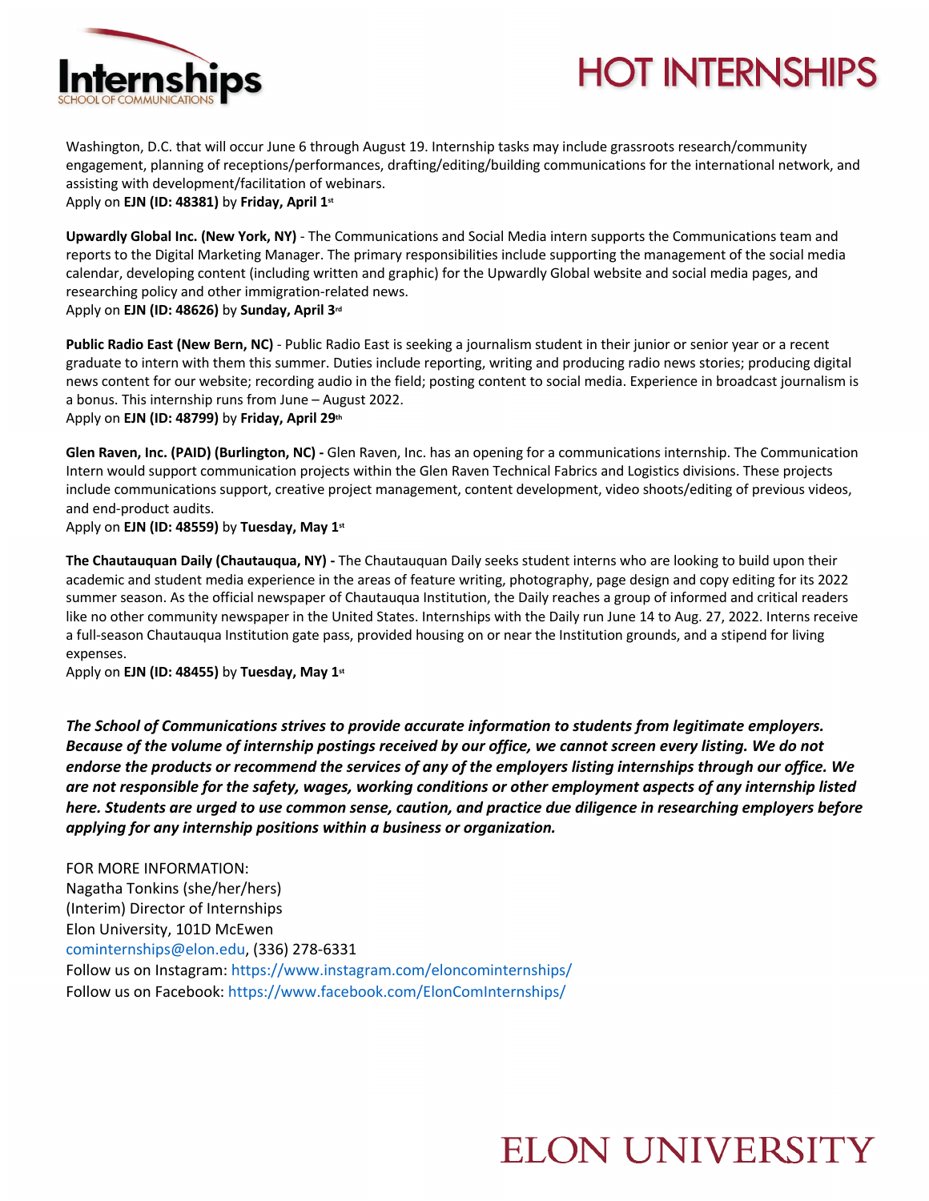Washington, D.C. that will occur June 6 through August 19. Internship tasks may include grassroots research/community engagement, planning of receptions/performances, drafting/editing/building communications for the international network, and assisting with development/facilitation of webinars.
Apply on **EJN (ID: 48381)** by **Friday, April 1st**

**Upwardly Global Inc. (New York, NY)** - The Communications and Social Media intern supports the Communications team and reports to the Digital Marketing Manager. The primary responsibilities include supporting the management of the social media calendar, developing content (including written and graphic) for the Upwardly Global website and social media pages, and researching policy and other immigration-related news.
Apply on **EJN (ID: 48626)** by **Sunday, April 3rd**

**Public Radio East (New Bern, NC)** - Public Radio East is seeking a journalism student in their junior or senior year or a recent graduate to intern with them this summer. Duties include reporting, writing and producing radio news stories; producing digital news content for our website; recording audio in the field; posting content to social media. Experience in broadcast journalism is a bonus. This internship runs from June – August 2022.
Apply on **EJN (ID: 48799)** by **Friday, April 29th**

**Glen Raven, Inc. (PAID) (Burlington, NC) -** Glen Raven, Inc. has an opening for a communications internship. The Communication Intern would support communication projects within the Glen Raven Technical Fabrics and Logistics divisions. These projects include communications support, creative project management, content development, video shoots/editing of previous videos, and end-product audits.
Apply on **EJN (ID: 48559)** by **Tuesday, May 1st**

**The Chautauquan Daily (Chautauqua, NY) -** The Chautauquan Daily seeks student interns who are looking to build upon their academic and student media experience in the areas of feature writing, photography, page design and copy editing for its 2022 summer season. As the official newspaper of Chautauqua Institution, the Daily reaches a group of informed and critical readers like no other community newspaper in the United States. Internships with the Daily run June 14 to Aug. 27, 2022. Interns receive a full-season Chautauqua Institution gate pass, provided housing on or near the Institution grounds, and a stipend for living expenses.
Apply on **EJN (ID: 48455)** by **Tuesday, May 1st**

***The School of Communications strives to provide accurate information to students from legitimate employers. Because of the volume of internship postings received by our office, we cannot screen every listing. We do not endorse the products or recommend the services of any of the employers listing internships through our office. We are not responsible for the safety, wages, working conditions or other employment aspects of any internship listed here. Students are urged to use common sense, caution, and practice due diligence in researching employers before applying for any internship positions within a business or organization.***

FOR MORE INFORMATION:
Nagatha Tonkins (she/her/hers)
(Interim) Director of Internships
Elon University, 101D McEwen
cominternships@elon.edu, (336) 278-6331
Follow us on Instagram: https://www.instagram.com/eloncominternships/
Follow us on Facebook: https://www.facebook.com/ElonComInternships/